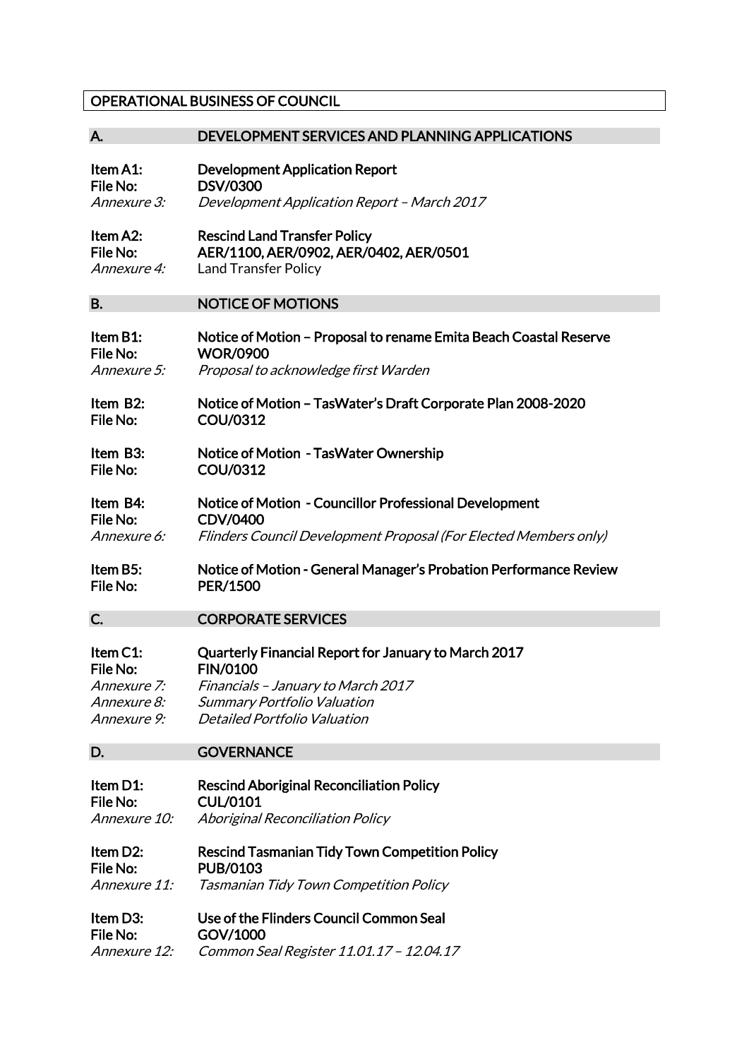# OPERATIONAL BUSINESS OF COUNCIL

## A. DEVELOPMENT SERVICES AND PLANNING APPLICATIONS

**Item A1:** **Development Application Report**
**File No:** **DSV/0300**
*Annexure 3:* *Development Application Report – March 2017*

**Item A2:** **Rescind Land Transfer Policy**
**File No:** **AER/1100, AER/0902, AER/0402, AER/0501**
*Annexure 4:* Land Transfer Policy

## B. NOTICE OF MOTIONS

**Item B1:** **Notice of Motion – Proposal to rename Emita Beach Coastal Reserve**
**File No:** **WOR/0900**
*Annexure 5:* *Proposal to acknowledge first Warden*

**Item B2:** **Notice of Motion – TasWater's Draft Corporate Plan 2008-2020**
**File No:** **COU/0312**

**Item B3:** **Notice of Motion - TasWater Ownership**
**File No:** **COU/0312**

**Item B4:** **Notice of Motion - Councillor Professional Development**
**File No:** **CDV/0400**
*Annexure 6:* *Flinders Council Development Proposal (For Elected Members only)*

**Item B5:** **Notice of Motion - General Manager's Probation Performance Review**
**File No:** **PER/1500**

## C. CORPORATE SERVICES

**Item C1:** **Quarterly Financial Report for January to March 2017**
**File No:** **FIN/0100**
*Annexure 7:* *Financials – January to March 2017*
*Annexure 8:* *Summary Portfolio Valuation*
*Annexure 9:* *Detailed Portfolio Valuation*

## D. GOVERNANCE

**Item D1:** **Rescind Aboriginal Reconciliation Policy**
**File No:** **CUL/0101**
*Annexure 10:* *Aboriginal Reconciliation Policy*

**Item D2:** **Rescind Tasmanian Tidy Town Competition Policy**
**File No:** **PUB/0103**
*Annexure 11:* *Tasmanian Tidy Town Competition Policy*

**Item D3:** **Use of the Flinders Council Common Seal**
**File No:** **GOV/1000**
*Annexure 12:* *Common Seal Register 11.01.17 – 12.04.17*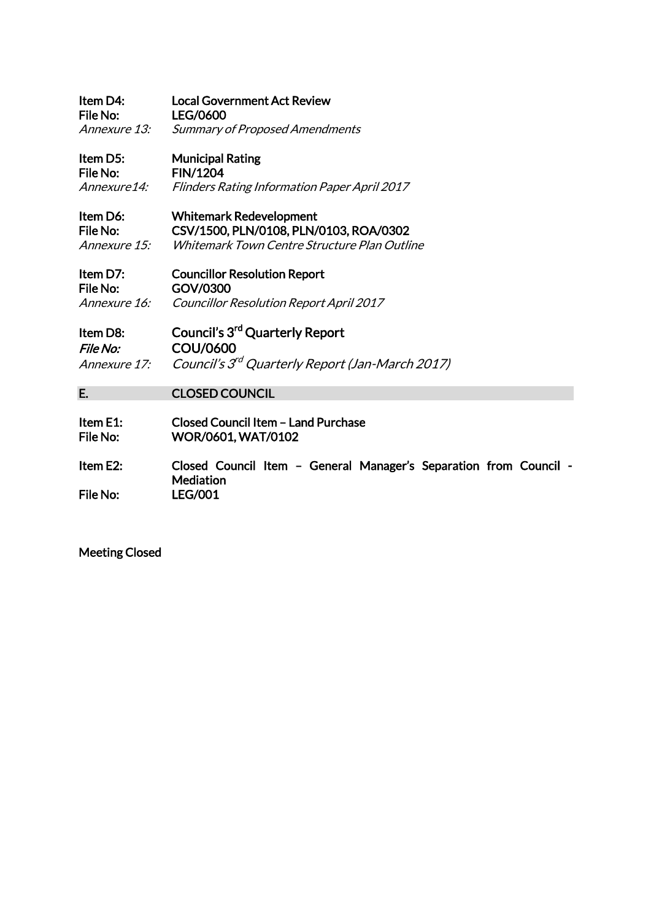**Item D4:** **Local Government Act Review**
**File No:** **LEG/0600**
*Annexure 13:* *Summary of Proposed Amendments*

**Item D5:** **Municipal Rating**
**File No:** **FIN/1204**
*Annexure14:* *Flinders Rating Information Paper April 2017*

**Item D6:** **Whitemark Redevelopment**
**File No:** **CSV/1500, PLN/0108, PLN/0103, ROA/0302**
*Annexure 15:* *Whitemark Town Centre Structure Plan Outline*

**Item D7:** **Councillor Resolution Report**
**File No:** **GOV/0300**
*Annexure 16:* *Councillor Resolution Report April 2017*

**Item D8:** **Council's 3rd Quarterly Report**
***File No:*** **COU/0600**
*Annexure 17:* *Council's 3rd Quarterly Report (Jan-March 2017)*

## E. CLOSED COUNCIL

**Item E1:** **Closed Council Item – Land Purchase**
**File No:** **WOR/0601, WAT/0102**

**Item E2:** **Closed Council Item – General Manager's Separation from Council - Mediation**
**File No:** **LEG/001**

**Meeting Closed**